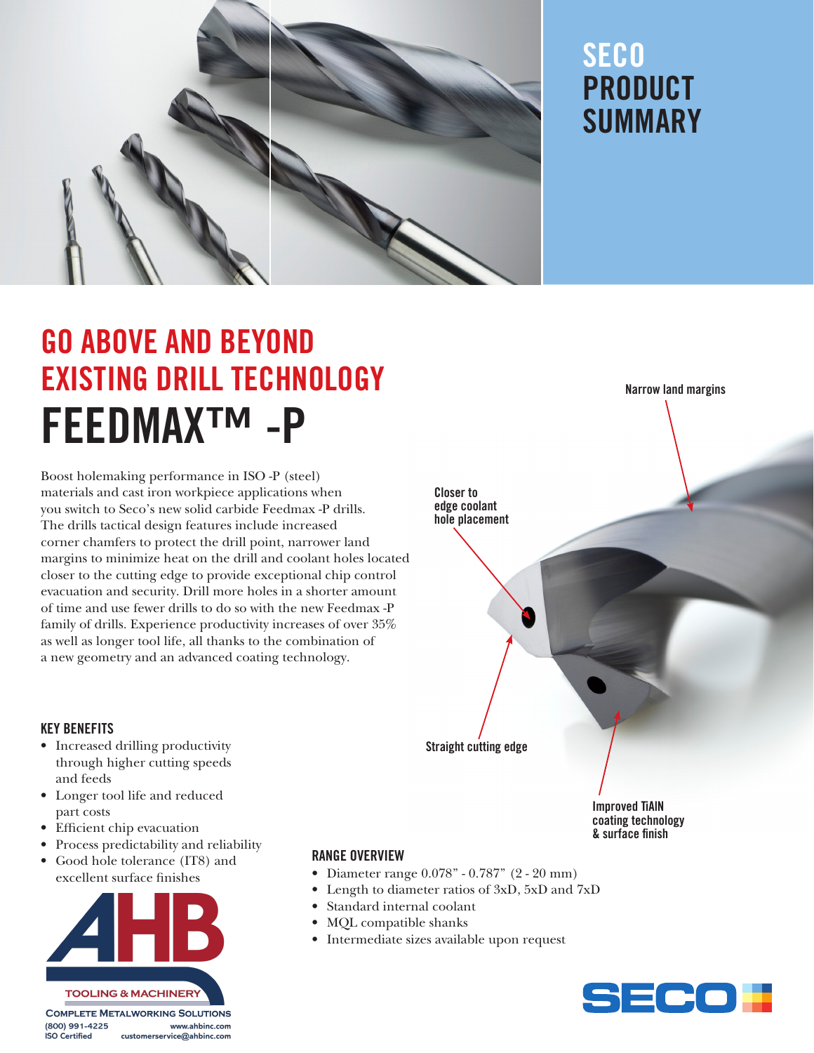# SECO PRODUCT SUMMARY

## GO ABOVE AND BEYOND EXISTING DRILL TECHNOLOGY

# FEEDMAX™ -P

Boost holemaking performance in ISO -P (steel) materials and cast iron workpiece applications when you switch to Seco's new solid carbide Feedmax -P drills. The drills tactical design features include increased corner chamfers to protect the drill point, narrower land margins to minimize heat on the drill and coolant holes located closer to the cutting edge to provide exceptional chip control evacuation and security. Drill more holes in a shorter amount of time and use fewer drills to do so with the new Feedmax -P family of drills. Experience productivity increases of over 35% as well as longer tool life, all thanks to the combination of a new geometry and an advanced coating technology.

Narrow land margins

Closer to edge coolant hole placement

Straight cutting edge

Improved TiAIN coating technology & surface finish

### KEY BENEFITS

- Increased drilling productivity through higher cutting speeds and feeds
- Longer tool life and reduced part costs
- Efficient chip evacuation
- Process predictability and reliability
- Good hole tolerance (IT8) and excellent surface finishes

### RANGE OVERVIEW

- Diameter range 0.078" - 0.787" (2 - 20 mm)
- Length to diameter ratios of 3xD, 5xD and 7xD
- Standard internal coolant
- MQL compatible shanks
- Intermediate sizes available upon request

AHB TOOLING & MACHINERY
COMPLETE METALWORKING SOLUTIONS
(800) 991-4225 www.ahbinc.com
ISO Certified customerservice@ahbinc.com

SECO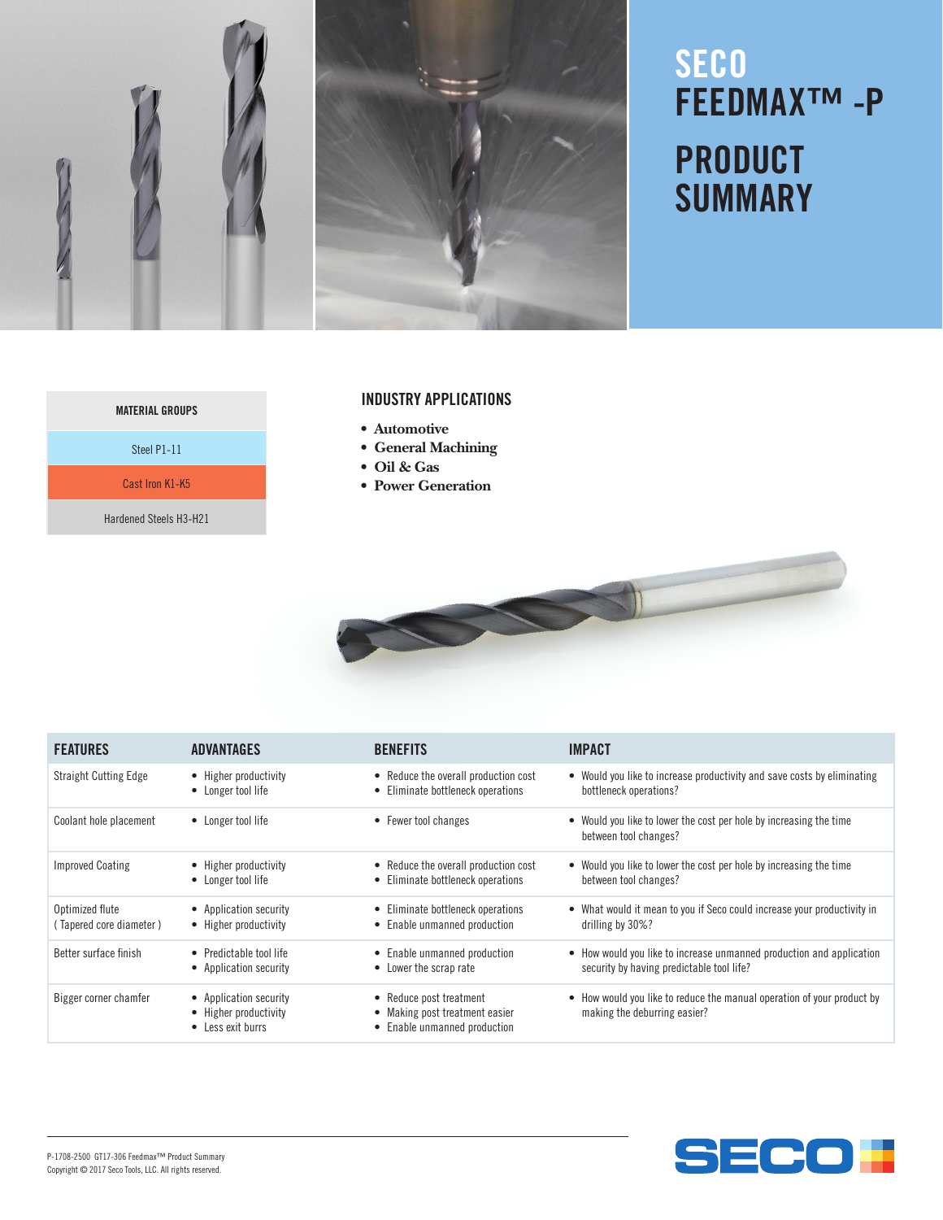# SECO FEEDMAX™ -P

# PRODUCT SUMMARY

| MATERIAL GROUPS |
|---|
| Steel P1-11 |
| Cast Iron K1-K5 |
| Hardened Steels H3-H21 |

## INDUSTRY APPLICATIONS

- **Automotive**
- **General Machining**
- **Oil & Gas**
- **Power Generation**

| FEATURES | ADVANTAGES | BENEFITS | IMPACT |
|---|---|---|---|
| Straight Cutting Edge | • Higher productivity<br>• Longer tool life | • Reduce the overall production cost<br>• Eliminate bottleneck operations | • Would you like to increase productivity and save costs by eliminating bottleneck operations? |
| Coolant hole placement | • Longer tool life | • Fewer tool changes | • Would you like to lower the cost per hole by increasing the time between tool changes? |
| Improved Coating | • Higher productivity<br>• Longer tool life | • Reduce the overall production cost<br>• Eliminate bottleneck operations | • Would you like to lower the cost per hole by increasing the time between tool changes? |
| Optimized flute ( Tapered core diameter ) | • Application security<br>• Higher productivity | • Eliminate bottleneck operations<br>• Enable unmanned production | • What would it mean to you if Seco could increase your productivity in drilling by 30%? |
| Better surface finish | • Predictable tool life<br>• Application security | • Enable unmanned production<br>• Lower the scrap rate | • How would you like to increase unmanned production and application security by having predictable tool life? |
| Bigger corner chamfer | • Application security<br>• Higher productivity<br>• Less exit burrs | • Reduce post treatment<br>• Making post treatment easier<br>• Enable unmanned production | • How would you like to reduce the manual operation of your product by making the deburring easier? |

P-1708-2500 GT17-306 Feedmax™ Product Summary
Copyright © 2017 Seco Tools, LLC. All rights reserved.

SECO